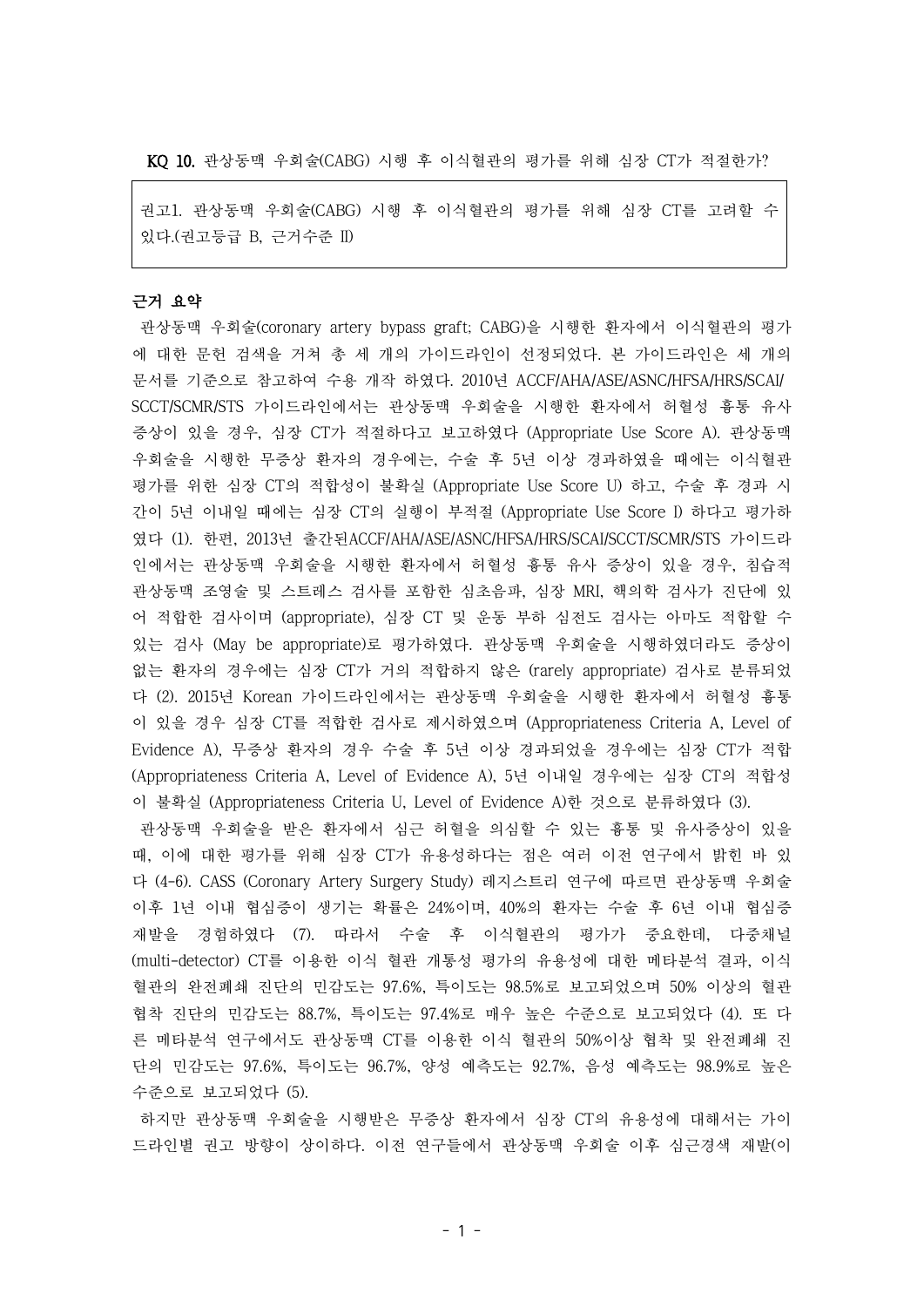**KQ 10.** 관상동맥 우회술(CABG) 시행 후 이식혈관의 평가를 위해 심장 CT가 적절한가?

> 권고1. 관상동맥 우회술(CABG) 시행 후 이식혈관의 평가를 위해 심장 CT를 고려할 수 있다.(권고등급 B, 근거수준 II)

**근거 요약**

관상동맥 우회술(coronary artery bypass graft; CABG)을 시행한 환자에서 이식혈관의 평가에 대한 문헌 검색을 거쳐 총 세 개의 가이드라인이 선정되었다. 본 가이드라인은 세 개의 문서를 기준으로 참고하여 수용 개작 하였다. 2010년 ACCF/AHA/ASE/ASNC/HFSA/HRS/SCAI/SCCT/SCMR/STS 가이드라인에서는 관상동맥 우회술을 시행한 환자에서 허혈성 흉통 유사 증상이 있을 경우, 심장 CT가 적절하다고 보고하였다 (Appropriate Use Score A). 관상동맥 우회술을 시행한 무증상 환자의 경우에는, 수술 후 5년 이상 경과하였을 때에는 이식혈관 평가를 위한 심장 CT의 적합성이 불확실 (Appropriate Use Score U) 하고, 수술 후 경과 시간이 5년 이내일 때에는 심장 CT의 실행이 부적절 (Appropriate Use Score I) 하다고 평가하였다 (1). 한편, 2013년 출간된ACCF/AHA/ASE/ASNC/HFSA/HRS/SCAI/SCCT/SCMR/STS 가이드라인에서는 관상동맥 우회술을 시행한 환자에서 허혈성 흉통 유사 증상이 있을 경우, 침습적 관상동맥 조영술 및 스트레스 검사를 포함한 심초음파, 심장 MRI, 핵의학 검사가 진단에 있어 적합한 검사이며 (appropriate), 심장 CT 및 운동 부하 심전도 검사는 아마도 적합할 수 있는 검사 (May be appropriate)로 평가하였다. 관상동맥 우회술을 시행하였더라도 증상이 없는 환자의 경우에는 심장 CT가 거의 적합하지 않은 (rarely appropriate) 검사로 분류되었다 (2). 2015년 Korean 가이드라인에서는 관상동맥 우회술을 시행한 환자에서 허혈성 흉통이 있을 경우 심장 CT를 적합한 검사로 제시하였으며 (Appropriateness Criteria A, Level of Evidence A), 무증상 환자의 경우 수술 후 5년 이상 경과되었을 경우에는 심장 CT가 적합 (Appropriateness Criteria A, Level of Evidence A), 5년 이내일 경우에는 심장 CT의 적합성이 불확실 (Appropriateness Criteria U, Level of Evidence A)한 것으로 분류하였다 (3).

관상동맥 우회술을 받은 환자에서 심근 허혈을 의심할 수 있는 흉통 및 유사증상이 있을 때, 이에 대한 평가를 위해 심장 CT가 유용성하다는 점은 여러 이전 연구에서 밝힌 바 있다 (4-6). CASS (Coronary Artery Surgery Study) 레지스트리 연구에 따르면 관상동맥 우회술 이후 1년 이내 협심증이 생기는 확률은 24%이며, 40%의 환자는 수술 후 6년 이내 협심증 재발을 경험하였다 (7). 따라서 수술 후 이식혈관의 평가가 중요한데, 다중채널 (multi-detector) CT를 이용한 이식 혈관 개통성 평가의 유용성에 대한 메타분석 결과, 이식혈관의 완전폐쇄 진단의 민감도는 97.6%, 특이도는 98.5%로 보고되었으며 50% 이상의 혈관 협착 진단의 민감도는 88.7%, 특이도는 97.4%로 매우 높은 수준으로 보고되었다 (4). 또 다른 메타분석 연구에서도 관상동맥 CT를 이용한 이식 혈관의 50%이상 협착 및 완전폐쇄 진단의 민감도는 97.6%, 특이도는 96.7%, 양성 예측도는 92.7%, 음성 예측도는 98.9%로 높은 수준으로 보고되었다 (5).

하지만 관상동맥 우회술을 시행받은 무증상 환자에서 심장 CT의 유용성에 대해서는 가이드라인별 권고 방향이 상이하다. 이전 연구들에서 관상동맥 우회술 이후 심근경색 재발(이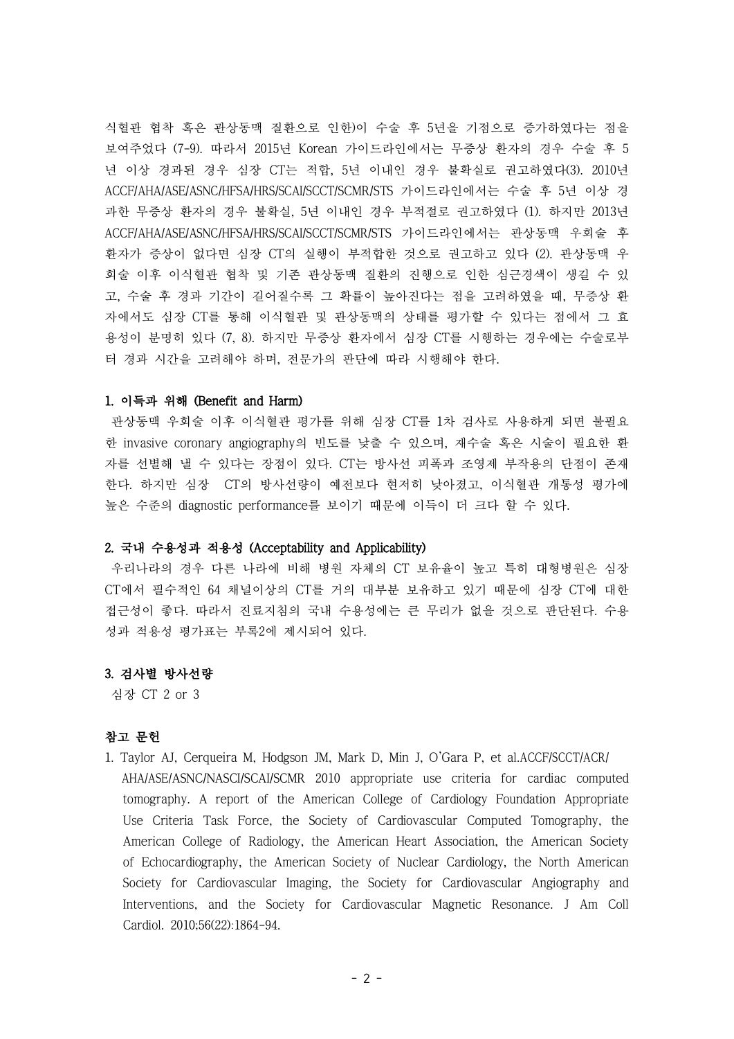식혈관 협착 혹은 관상동맥 질환으로 인한)이 수술 후 5년을 기점으로 증가하였다는 점을 보여주었다 (7-9). 따라서 2015년 Korean 가이드라인에서는 무증상 환자의 경우 수술 후 5년 이상 경과된 경우 심장 CT는 적합, 5년 이내인 경우 불확실로 권고하였다(3). 2010년 ACCF/AHA/ASE/ASNC/HFSA/HRS/SCAI/SCCT/SCMR/STS 가이드라인에서는 수술 후 5년 이상 경과한 무증상 환자의 경우 불확실, 5년 이내인 경우 부적절로 권고하였다 (1). 하지만 2013년 ACCF/AHA/ASE/ASNC/HFSA/HRS/SCAI/SCCT/SCMR/STS 가이드라인에서는 관상동맥 우회술 후 환자가 증상이 없다면 심장 CT의 실행이 부적합한 것으로 권고하고 있다 (2). 관상동맥 우회술 이후 이식혈관 협착 및 기존 관상동맥 질환의 진행으로 인한 심근경색이 생길 수 있고, 수술 후 경과 기간이 길어질수록 그 확률이 높아진다는 점을 고려하였을 때, 무증상 환자에서도 심장 CT를 통해 이식혈관 및 관상동맥의 상태를 평가할 수 있다는 점에서 그 효용성이 분명히 있다 (7, 8). 하지만 무증상 환자에서 심장 CT를 시행하는 경우에는 수술로부터 경과 시간을 고려해야 하며, 전문가의 판단에 따라 시행해야 한다.

### 1. 이득과 위해 (Benefit and Harm)

관상동맥 우회술 이후 이식혈관 평가를 위해 심장 CT를 1차 검사로 사용하게 되면 불필요한 invasive coronary angiography의 빈도를 낮출 수 있으며, 재수술 혹은 시술이 필요한 환자를 선별해 낼 수 있다는 장점이 있다. CT는 방사선 피폭과 조영제 부작용의 단점이 존재한다. 하지만 심장 CT의 방사선량이 예전보다 현저히 낮아졌고, 이식혈관 개통성 평가에 높은 수준의 diagnostic performance를 보이기 때문에 이득이 더 크다 할 수 있다.

### 2. 국내 수용성과 적용성 (Acceptability and Applicability)

우리나라의 경우 다른 나라에 비해 병원 자체의 CT 보유율이 높고 특히 대형병원은 심장 CT에서 필수적인 64 채널이상의 CT를 거의 대부분 보유하고 있기 때문에 심장 CT에 대한 접근성이 좋다. 따라서 진료지침의 국내 수용성에는 큰 무리가 없을 것으로 판단된다. 수용성과 적용성 평가표는 부록2에 제시되어 있다.

### 3. 검사별 방사선량

심장 CT 2 or 3

### 참고 문헌

1. Taylor AJ, Cerqueira M, Hodgson JM, Mark D, Min J, O'Gara P, et al.ACCF/SCCT/ACR/AHA/ASE/ASNC/NASCI/SCAI/SCMR 2010 appropriate use criteria for cardiac computed tomography. A report of the American College of Cardiology Foundation Appropriate Use Criteria Task Force, the Society of Cardiovascular Computed Tomography, the American College of Radiology, the American Heart Association, the American Society of Echocardiography, the American Society of Nuclear Cardiology, the North American Society for Cardiovascular Imaging, the Society for Cardiovascular Angiography and Interventions, and the Society for Cardiovascular Magnetic Resonance. J Am Coll Cardiol. 2010;56(22):1864-94.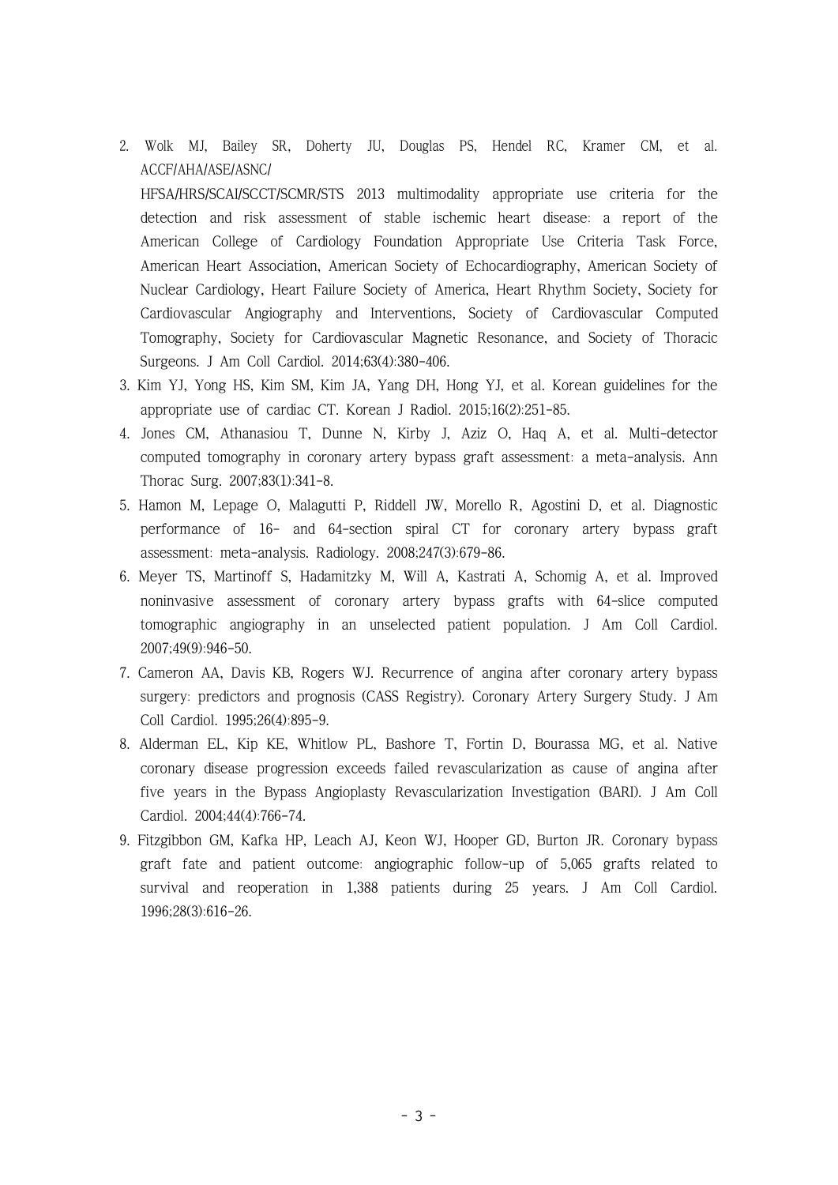2. Wolk MJ, Bailey SR, Doherty JU, Douglas PS, Hendel RC, Kramer CM, et al. ACCF/AHA/ASE/ASNC/HFSA/HRS/SCAI/SCCT/SCMR/STS 2013 multimodality appropriate use criteria for the detection and risk assessment of stable ischemic heart disease: a report of the American College of Cardiology Foundation Appropriate Use Criteria Task Force, American Heart Association, American Society of Echocardiography, American Society of Nuclear Cardiology, Heart Failure Society of America, Heart Rhythm Society, Society for Cardiovascular Angiography and Interventions, Society of Cardiovascular Computed Tomography, Society for Cardiovascular Magnetic Resonance, and Society of Thoracic Surgeons. J Am Coll Cardiol. 2014;63(4):380-406.
3. Kim YJ, Yong HS, Kim SM, Kim JA, Yang DH, Hong YJ, et al. Korean guidelines for the appropriate use of cardiac CT. Korean J Radiol. 2015;16(2):251-85.
4. Jones CM, Athanasiou T, Dunne N, Kirby J, Aziz O, Haq A, et al. Multi-detector computed tomography in coronary artery bypass graft assessment: a meta-analysis. Ann Thorac Surg. 2007;83(1):341-8.
5. Hamon M, Lepage O, Malagutti P, Riddell JW, Morello R, Agostini D, et al. Diagnostic performance of 16- and 64-section spiral CT for coronary artery bypass graft assessment: meta-analysis. Radiology. 2008;247(3):679-86.
6. Meyer TS, Martinoff S, Hadamitzky M, Will A, Kastrati A, Schomig A, et al. Improved noninvasive assessment of coronary artery bypass grafts with 64-slice computed tomographic angiography in an unselected patient population. J Am Coll Cardiol. 2007;49(9):946-50.
7. Cameron AA, Davis KB, Rogers WJ. Recurrence of angina after coronary artery bypass surgery: predictors and prognosis (CASS Registry). Coronary Artery Surgery Study. J Am Coll Cardiol. 1995;26(4):895-9.
8. Alderman EL, Kip KE, Whitlow PL, Bashore T, Fortin D, Bourassa MG, et al. Native coronary disease progression exceeds failed revascularization as cause of angina after five years in the Bypass Angioplasty Revascularization Investigation (BARI). J Am Coll Cardiol. 2004;44(4):766-74.
9. Fitzgibbon GM, Kafka HP, Leach AJ, Keon WJ, Hooper GD, Burton JR. Coronary bypass graft fate and patient outcome: angiographic follow-up of 5,065 grafts related to survival and reoperation in 1,388 patients during 25 years. J Am Coll Cardiol. 1996;28(3):616-26.